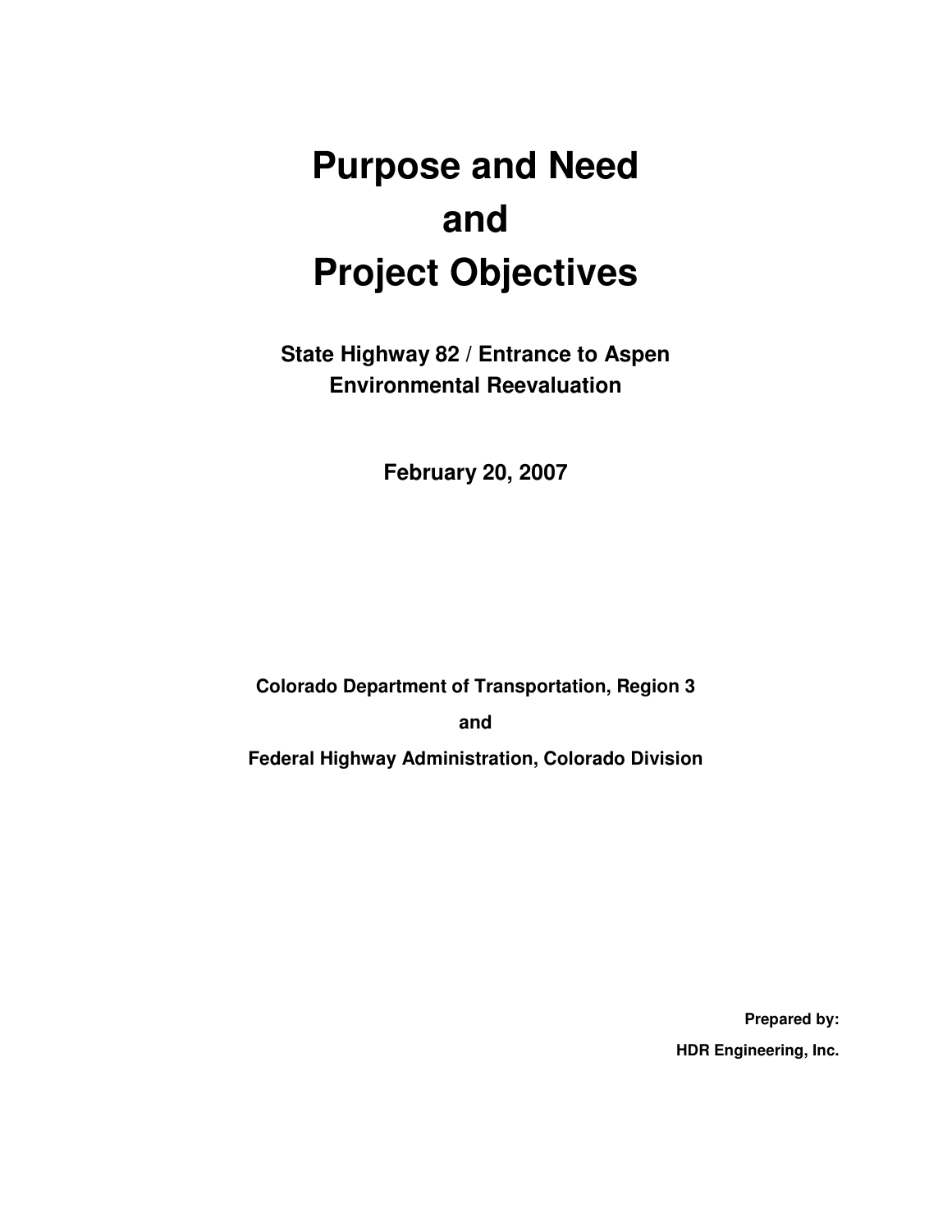# Purpose and Need and Project Objectives

## State Highway 82 / Entrance to Aspen Environmental Reevaluation

**February 20, 2007**

**Colorado Department of Transportation, Region 3**

**and**

**Federal Highway Administration, Colorado Division**

**Prepared by:**

**HDR Engineering, Inc.**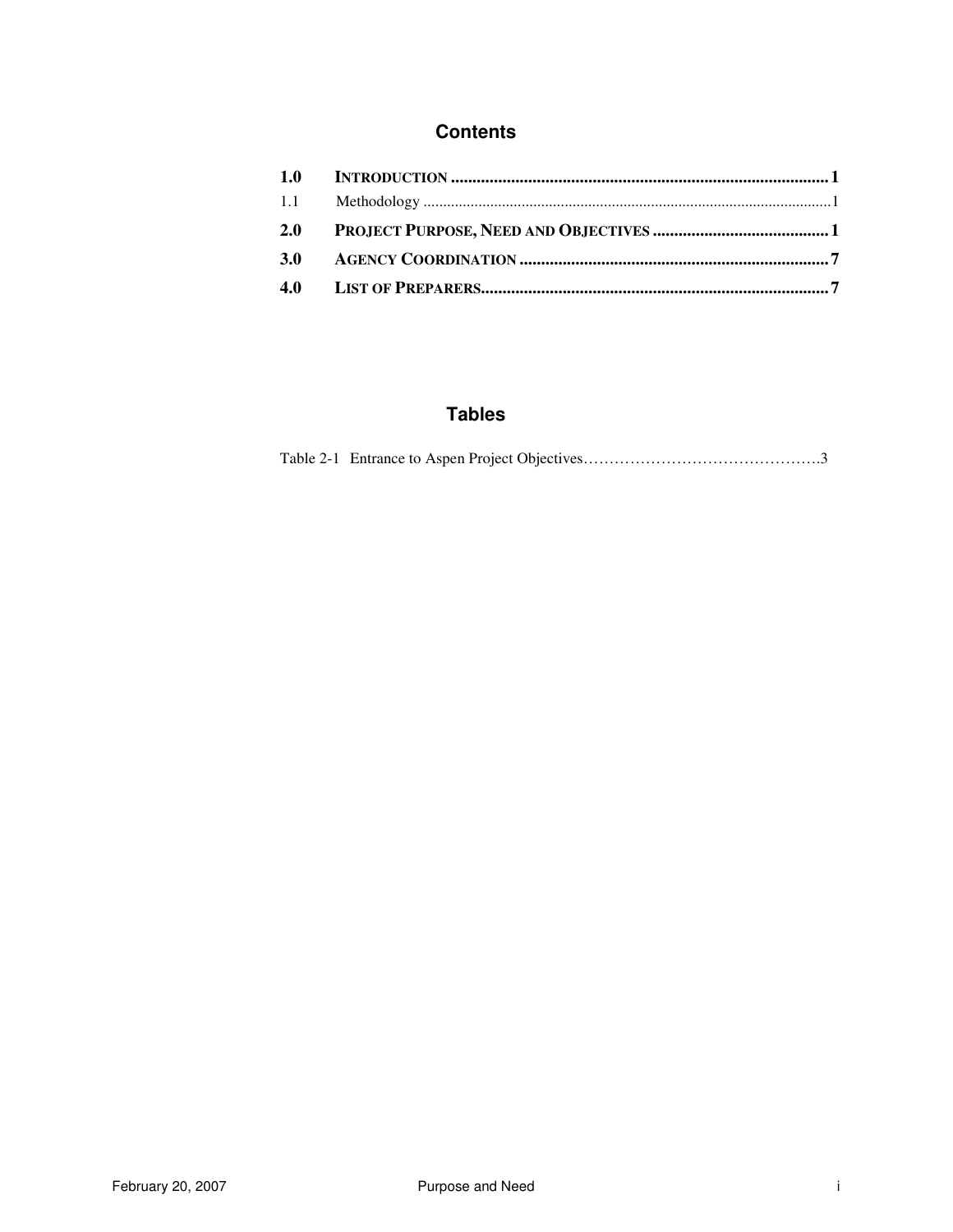# Contents

**1.0 INTRODUCTION** ........................................................................................ **1**

1.1 Methodology ........................................................................................................1

**2.0 PROJECT PURPOSE, NEED AND OBJECTIVES** .......................................... **1**

**3.0 AGENCY COORDINATION** ........................................................................ **7**

**4.0 LIST OF PREPARERS**................................................................................. **7**

# Tables

Table 2-1 Entrance to Aspen Project Objectives……………………………………….3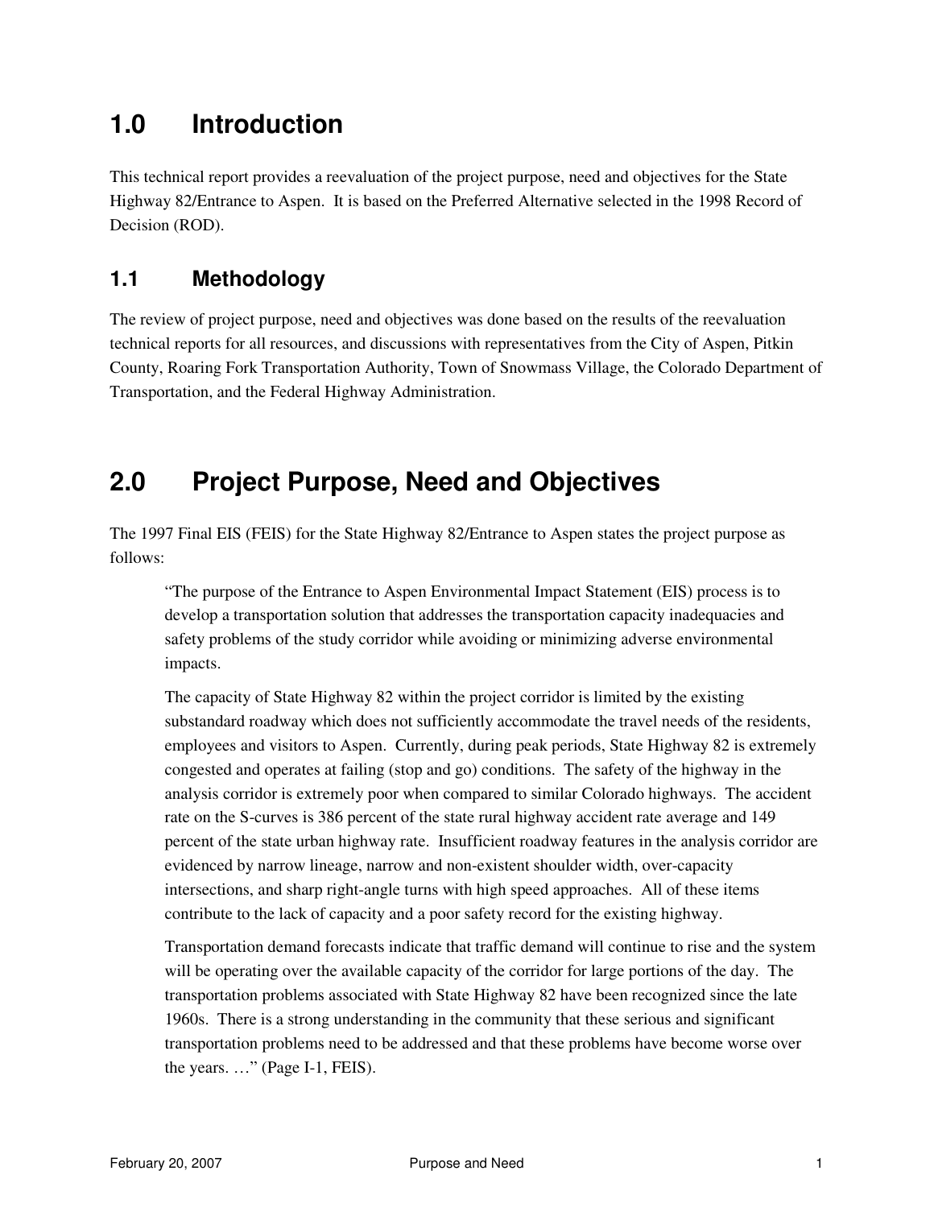# 1.0 Introduction

This technical report provides a reevaluation of the project purpose, need and objectives for the State Highway 82/Entrance to Aspen. It is based on the Preferred Alternative selected in the 1998 Record of Decision (ROD).

## 1.1 Methodology

The review of project purpose, need and objectives was done based on the results of the reevaluation technical reports for all resources, and discussions with representatives from the City of Aspen, Pitkin County, Roaring Fork Transportation Authority, Town of Snowmass Village, the Colorado Department of Transportation, and the Federal Highway Administration.

# 2.0 Project Purpose, Need and Objectives

The 1997 Final EIS (FEIS) for the State Highway 82/Entrance to Aspen states the project purpose as follows:

> "The purpose of the Entrance to Aspen Environmental Impact Statement (EIS) process is to develop a transportation solution that addresses the transportation capacity inadequacies and safety problems of the study corridor while avoiding or minimizing adverse environmental impacts.
>
> The capacity of State Highway 82 within the project corridor is limited by the existing substandard roadway which does not sufficiently accommodate the travel needs of the residents, employees and visitors to Aspen. Currently, during peak periods, State Highway 82 is extremely congested and operates at failing (stop and go) conditions. The safety of the highway in the analysis corridor is extremely poor when compared to similar Colorado highways. The accident rate on the S-curves is 386 percent of the state rural highway accident rate average and 149 percent of the state urban highway rate. Insufficient roadway features in the analysis corridor are evidenced by narrow lineage, narrow and non-existent shoulder width, over-capacity intersections, and sharp right-angle turns with high speed approaches. All of these items contribute to the lack of capacity and a poor safety record for the existing highway.
>
> Transportation demand forecasts indicate that traffic demand will continue to rise and the system will be operating over the available capacity of the corridor for large portions of the day. The transportation problems associated with State Highway 82 have been recognized since the late 1960s. There is a strong understanding in the community that these serious and significant transportation problems need to be addressed and that these problems have become worse over the years. …" (Page I-1, FEIS).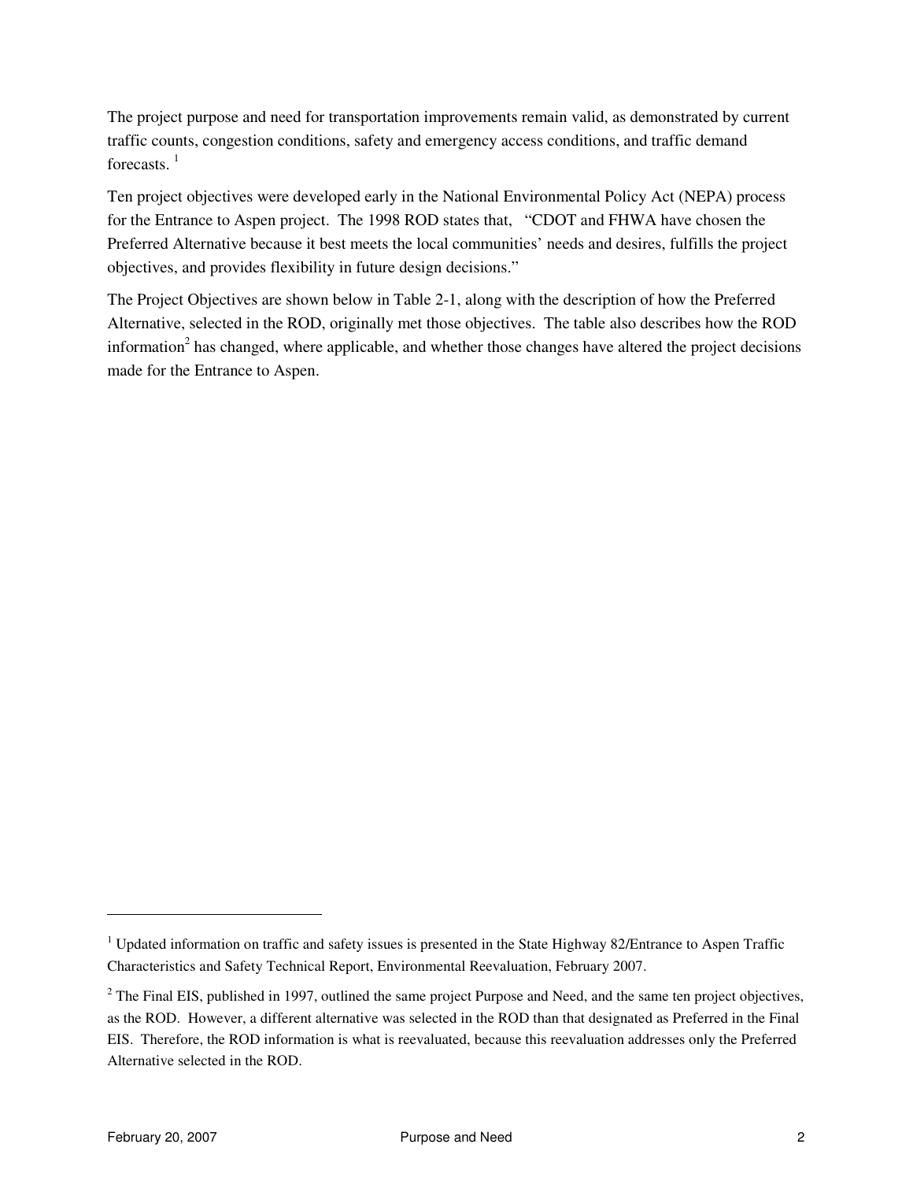The project purpose and need for transportation improvements remain valid, as demonstrated by current traffic counts, congestion conditions, safety and emergency access conditions, and traffic demand forecasts. [1]

Ten project objectives were developed early in the National Environmental Policy Act (NEPA) process for the Entrance to Aspen project. The 1998 ROD states that, "CDOT and FHWA have chosen the Preferred Alternative because it best meets the local communities' needs and desires, fulfills the project objectives, and provides flexibility in future design decisions."

The Project Objectives are shown below in Table 2-1, along with the description of how the Preferred Alternative, selected in the ROD, originally met those objectives. The table also describes how the ROD information[2] has changed, where applicable, and whether those changes have altered the project decisions made for the Entrance to Aspen.

---

[1] Updated information on traffic and safety issues is presented in the State Highway 82/Entrance to Aspen Traffic Characteristics and Safety Technical Report, Environmental Reevaluation, February 2007.

[2] The Final EIS, published in 1997, outlined the same project Purpose and Need, and the same ten project objectives, as the ROD. However, a different alternative was selected in the ROD than that designated as Preferred in the Final EIS. Therefore, the ROD information is what is reevaluated, because this reevaluation addresses only the Preferred Alternative selected in the ROD.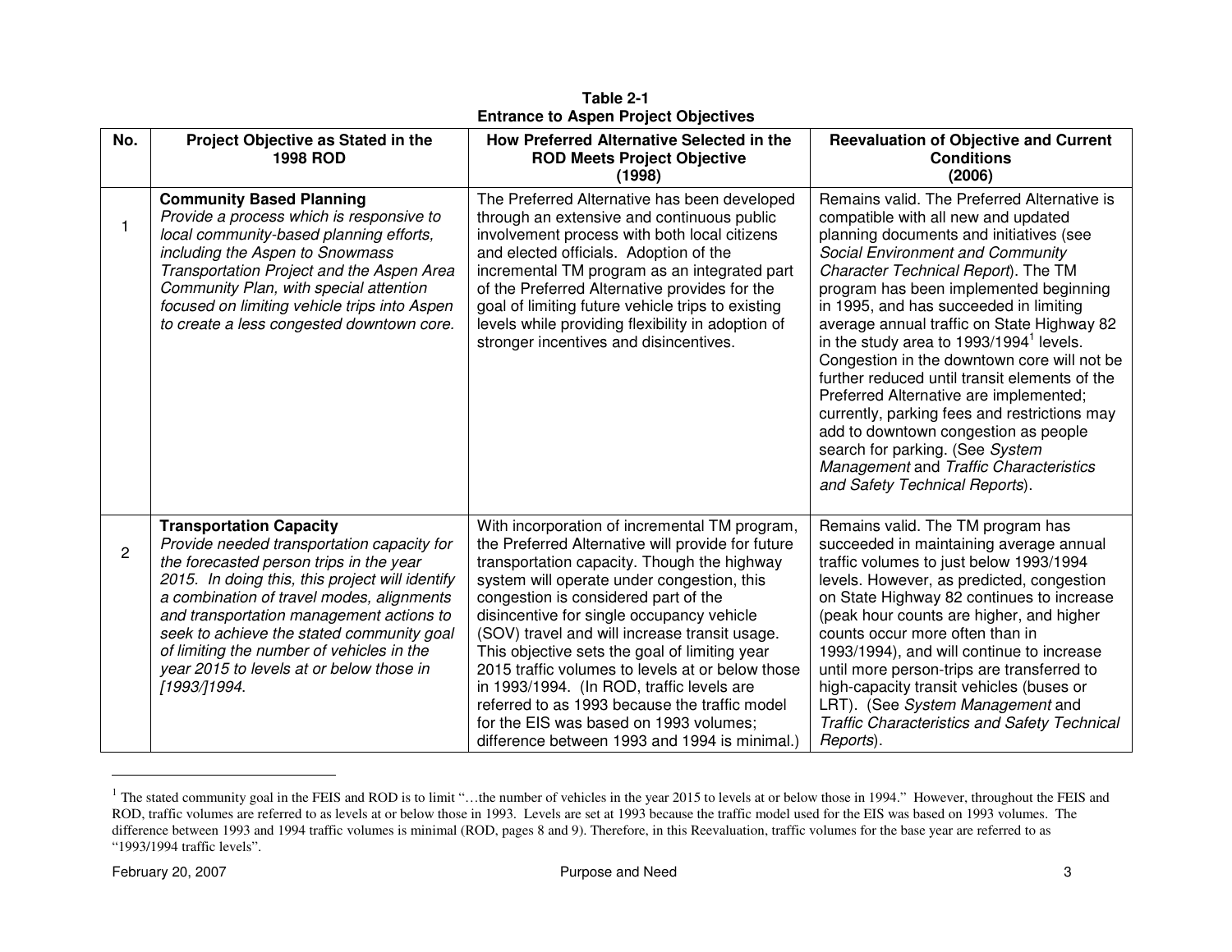**Table 2-1**
**Entrance to Aspen Project Objectives**

| No. | Project Objective as Stated in the 1998 ROD | How Preferred Alternative Selected in the ROD Meets Project Objective (1998) | Reevaluation of Objective and Current Conditions (2006) |
|---|---|---|---|
| 1 | **Community Based Planning** *Provide a process which is responsive to local community-based planning efforts, including the Aspen to Snowmass Transportation Project and the Aspen Area Community Plan, with special attention focused on limiting vehicle trips into Aspen to create a less congested downtown core.* | The Preferred Alternative has been developed through an extensive and continuous public involvement process with both local citizens and elected officials. Adoption of the incremental TM program as an integrated part of the Preferred Alternative provides for the goal of limiting future vehicle trips to existing levels while providing flexibility in adoption of stronger incentives and disincentives. | Remains valid. The Preferred Alternative is compatible with all new and updated planning documents and initiatives (see *Social Environment and Community Character Technical Report*). The TM program has been implemented beginning in 1995, and has succeeded in limiting average annual traffic on State Highway 82 in the study area to 1993/1994[1] levels. Congestion in the downtown core will not be further reduced until transit elements of the Preferred Alternative are implemented; currently, parking fees and restrictions may add to downtown congestion as people search for parking. (See *System Management* and *Traffic Characteristics and Safety Technical Reports*). |
| 2 | **Transportation Capacity** *Provide needed transportation capacity for the forecasted person trips in the year 2015. In doing this, this project will identify a combination of travel modes, alignments and transportation management actions to seek to achieve the stated community goal of limiting the number of vehicles in the year 2015 to levels at or below those in [1993/]1994.* | With incorporation of incremental TM program, the Preferred Alternative will provide for future transportation capacity. Though the highway system will operate under congestion, this congestion is considered part of the disincentive for single occupancy vehicle (SOV) travel and will increase transit usage. This objective sets the goal of limiting year 2015 traffic volumes to levels at or below those in 1993/1994. (In ROD, traffic levels are referred to as 1993 because the traffic model for the EIS was based on 1993 volumes; difference between 1993 and 1994 is minimal.) | Remains valid. The TM program has succeeded in maintaining average annual traffic volumes to just below 1993/1994 levels. However, as predicted, congestion on State Highway 82 continues to increase (peak hour counts are higher, and higher counts occur more often than in 1993/1994), and will continue to increase until more person-trips are transferred to high-capacity transit vehicles (buses or LRT). (See *System Management* and *Traffic Characteristics and Safety Technical Reports*). |

[1] The stated community goal in the FEIS and ROD is to limit "…the number of vehicles in the year 2015 to levels at or below those in 1994." However, throughout the FEIS and ROD, traffic volumes are referred to as levels at or below those in 1993. Levels are set at 1993 because the traffic model used for the EIS was based on 1993 volumes. The difference between 1993 and 1994 traffic volumes is minimal (ROD, pages 8 and 9). Therefore, in this Reevaluation, traffic volumes for the base year are referred to as "1993/1994 traffic levels".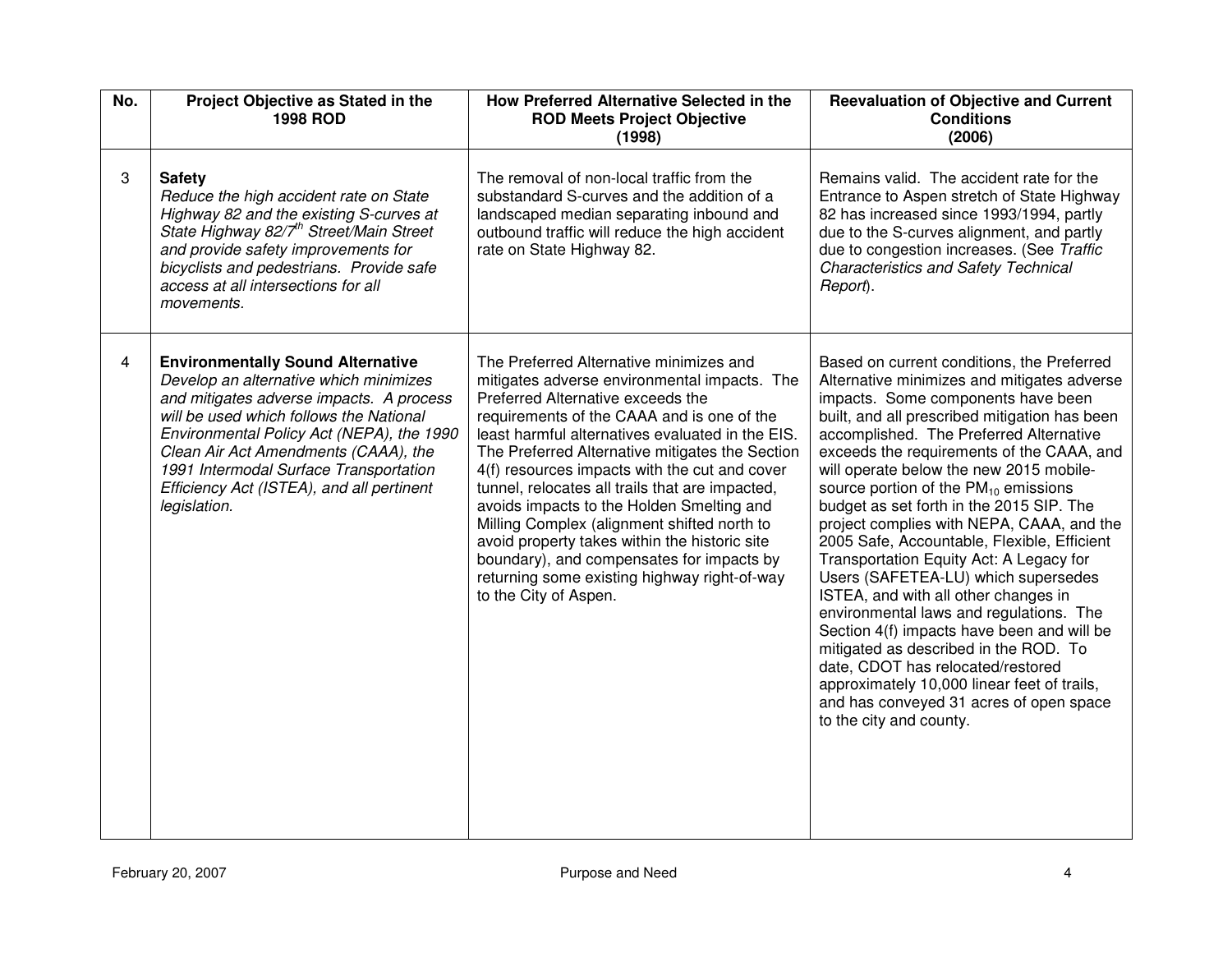| No. | Project Objective as Stated in the 1998 ROD | How Preferred Alternative Selected in the ROD Meets Project Objective (1998) | Reevaluation of Objective and Current Conditions (2006) |
|---|---|---|---|
| 3 | **Safety**<br>*Reduce the high accident rate on State Highway 82 and the existing S-curves at State Highway 82/7th Street/Main Street and provide safety improvements for bicyclists and pedestrians. Provide safe access at all intersections for all movements.* | The removal of non-local traffic from the substandard S-curves and the addition of a landscaped median separating inbound and outbound traffic will reduce the high accident rate on State Highway 82. | Remains valid. The accident rate for the Entrance to Aspen stretch of State Highway 82 has increased since 1993/1994, partly due to the S-curves alignment, and partly due to congestion increases. (See *Traffic Characteristics and Safety Technical Report*). |
| 4 | **Environmentally Sound Alternative**<br>*Develop an alternative which minimizes and mitigates adverse impacts. A process will be used which follows the National Environmental Policy Act (NEPA), the 1990 Clean Air Act Amendments (CAAA), the 1991 Intermodal Surface Transportation Efficiency Act (ISTEA), and all pertinent legislation.* | The Preferred Alternative minimizes and mitigates adverse environmental impacts. The Preferred Alternative exceeds the requirements of the CAAA and is one of the least harmful alternatives evaluated in the EIS. The Preferred Alternative mitigates the Section 4(f) resources impacts with the cut and cover tunnel, relocates all trails that are impacted, avoids impacts to the Holden Smelting and Milling Complex (alignment shifted north to avoid property takes within the historic site boundary), and compensates for impacts by returning some existing highway right-of-way to the City of Aspen. | Based on current conditions, the Preferred Alternative minimizes and mitigates adverse impacts. Some components have been built, and all prescribed mitigation has been accomplished. The Preferred Alternative exceeds the requirements of the CAAA, and will operate below the new 2015 mobile-source portion of the $PM_{10}$ emissions budget as set forth in the 2015 SIP. The project complies with NEPA, CAAA, and the 2005 Safe, Accountable, Flexible, Efficient Transportation Equity Act: A Legacy for Users (SAFETEA-LU) which supersedes ISTEA, and with all other changes in environmental laws and regulations. The Section 4(f) impacts have been and will be mitigated as described in the ROD. To date, CDOT has relocated/restored approximately 10,000 linear feet of trails, and has conveyed 31 acres of open space to the city and county. |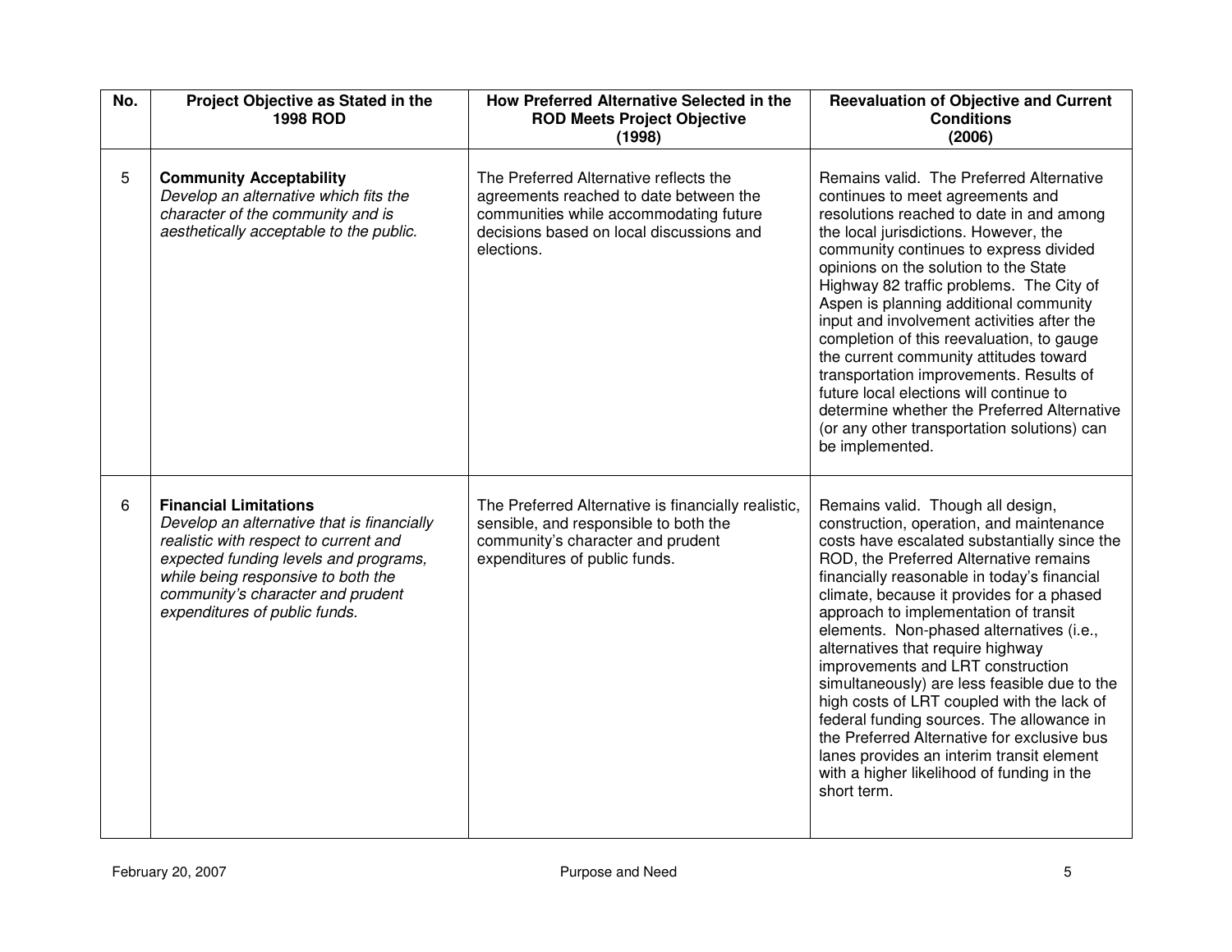| No. | Project Objective as Stated in the 1998 ROD | How Preferred Alternative Selected in the ROD Meets Project Objective (1998) | Reevaluation of Objective and Current Conditions (2006) |
|---|---|---|---|
| 5 | **Community Acceptability** *Develop an alternative which fits the character of the community and is aesthetically acceptable to the public.* | The Preferred Alternative reflects the agreements reached to date between the communities while accommodating future decisions based on local discussions and elections. | Remains valid. The Preferred Alternative continues to meet agreements and resolutions reached to date in and among the local jurisdictions. However, the community continues to express divided opinions on the solution to the State Highway 82 traffic problems. The City of Aspen is planning additional community input and involvement activities after the completion of this reevaluation, to gauge the current community attitudes toward transportation improvements. Results of future local elections will continue to determine whether the Preferred Alternative (or any other transportation solutions) can be implemented. |
| 6 | **Financial Limitations** *Develop an alternative that is financially realistic with respect to current and expected funding levels and programs, while being responsive to both the community's character and prudent expenditures of public funds.* | The Preferred Alternative is financially realistic, sensible, and responsible to both the community's character and prudent expenditures of public funds. | Remains valid. Though all design, construction, operation, and maintenance costs have escalated substantially since the ROD, the Preferred Alternative remains financially reasonable in today's financial climate, because it provides for a phased approach to implementation of transit elements. Non-phased alternatives (i.e., alternatives that require highway improvements and LRT construction simultaneously) are less feasible due to the high costs of LRT coupled with the lack of federal funding sources. The allowance in the Preferred Alternative for exclusive bus lanes provides an interim transit element with a higher likelihood of funding in the short term. |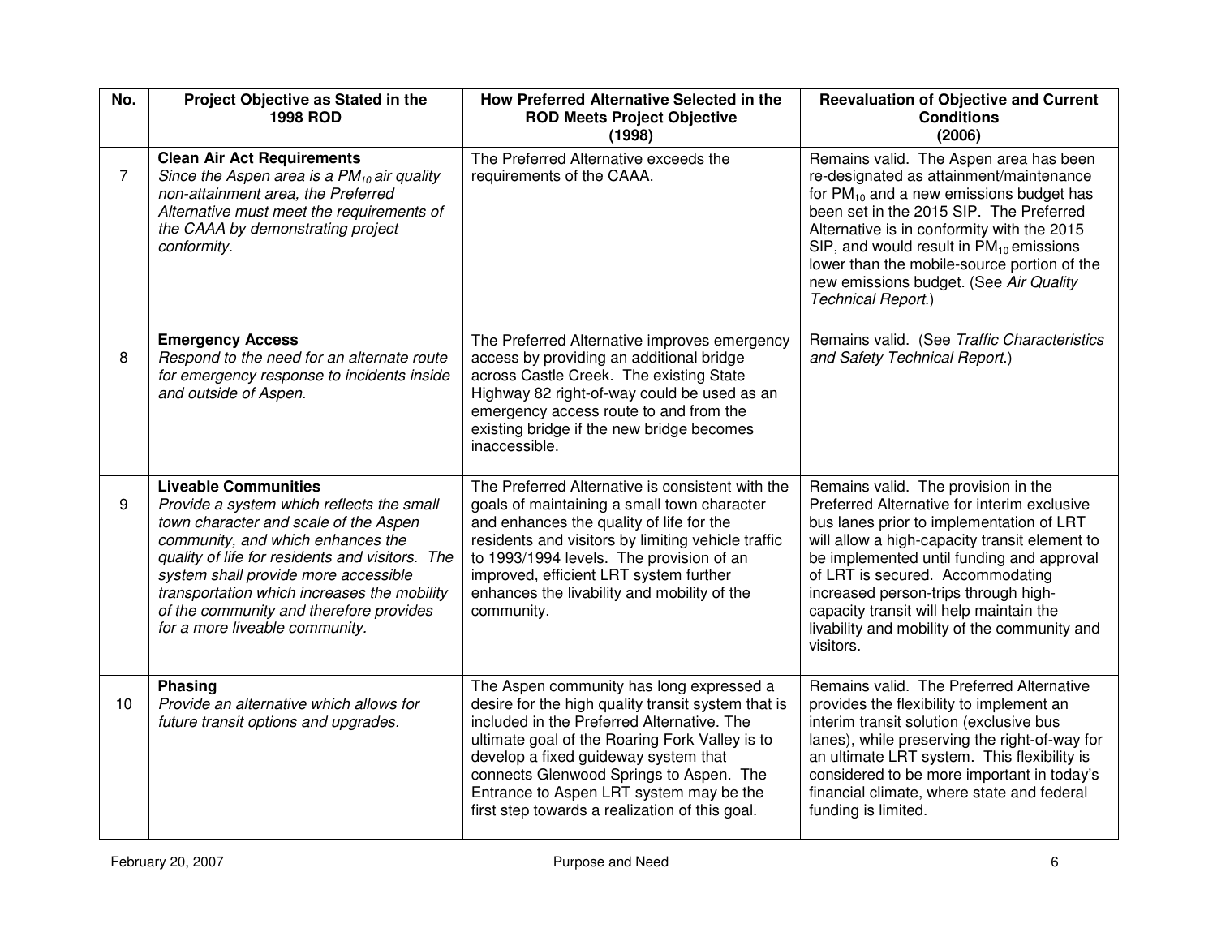| No. | Project Objective as Stated in the 1998 ROD | How Preferred Alternative Selected in the ROD Meets Project Objective (1998) | Reevaluation of Objective and Current Conditions (2006) |
|---|---|---|---|
| 7 | **Clean Air Act Requirements** *Since the Aspen area is a $PM_{10}$ air quality non-attainment area, the Preferred Alternative must meet the requirements of the CAAA by demonstrating project conformity.* | The Preferred Alternative exceeds the requirements of the CAAA. | Remains valid. The Aspen area has been re-designated as attainment/maintenance for $PM_{10}$ and a new emissions budget has been set in the 2015 SIP. The Preferred Alternative is in conformity with the 2015 SIP, and would result in $PM_{10}$ emissions lower than the mobile-source portion of the new emissions budget. (See *Air Quality Technical Report*.) |
| 8 | **Emergency Access** *Respond to the need for an alternate route for emergency response to incidents inside and outside of Aspen.* | The Preferred Alternative improves emergency access by providing an additional bridge across Castle Creek. The existing State Highway 82 right-of-way could be used as an emergency access route to and from the existing bridge if the new bridge becomes inaccessible. | Remains valid. (See *Traffic Characteristics and Safety Technical Report*.) |
| 9 | **Liveable Communities** *Provide a system which reflects the small town character and scale of the Aspen community, and which enhances the quality of life for residents and visitors. The system shall provide more accessible transportation which increases the mobility of the community and therefore provides for a more liveable community.* | The Preferred Alternative is consistent with the goals of maintaining a small town character and enhances the quality of life for the residents and visitors by limiting vehicle traffic to 1993/1994 levels. The provision of an improved, efficient LRT system further enhances the livability and mobility of the community. | Remains valid. The provision in the Preferred Alternative for interim exclusive bus lanes prior to implementation of LRT will allow a high-capacity transit element to be implemented until funding and approval of LRT is secured. Accommodating increased person-trips through high-capacity transit will help maintain the livability and mobility of the community and visitors. |
| 10 | **Phasing** *Provide an alternative which allows for future transit options and upgrades.* | The Aspen community has long expressed a desire for the high quality transit system that is included in the Preferred Alternative. The ultimate goal of the Roaring Fork Valley is to develop a fixed guideway system that connects Glenwood Springs to Aspen. The Entrance to Aspen LRT system may be the first step towards a realization of this goal. | Remains valid. The Preferred Alternative provides the flexibility to implement an interim transit solution (exclusive bus lanes), while preserving the right-of-way for an ultimate LRT system. This flexibility is considered to be more important in today's financial climate, where state and federal funding is limited. |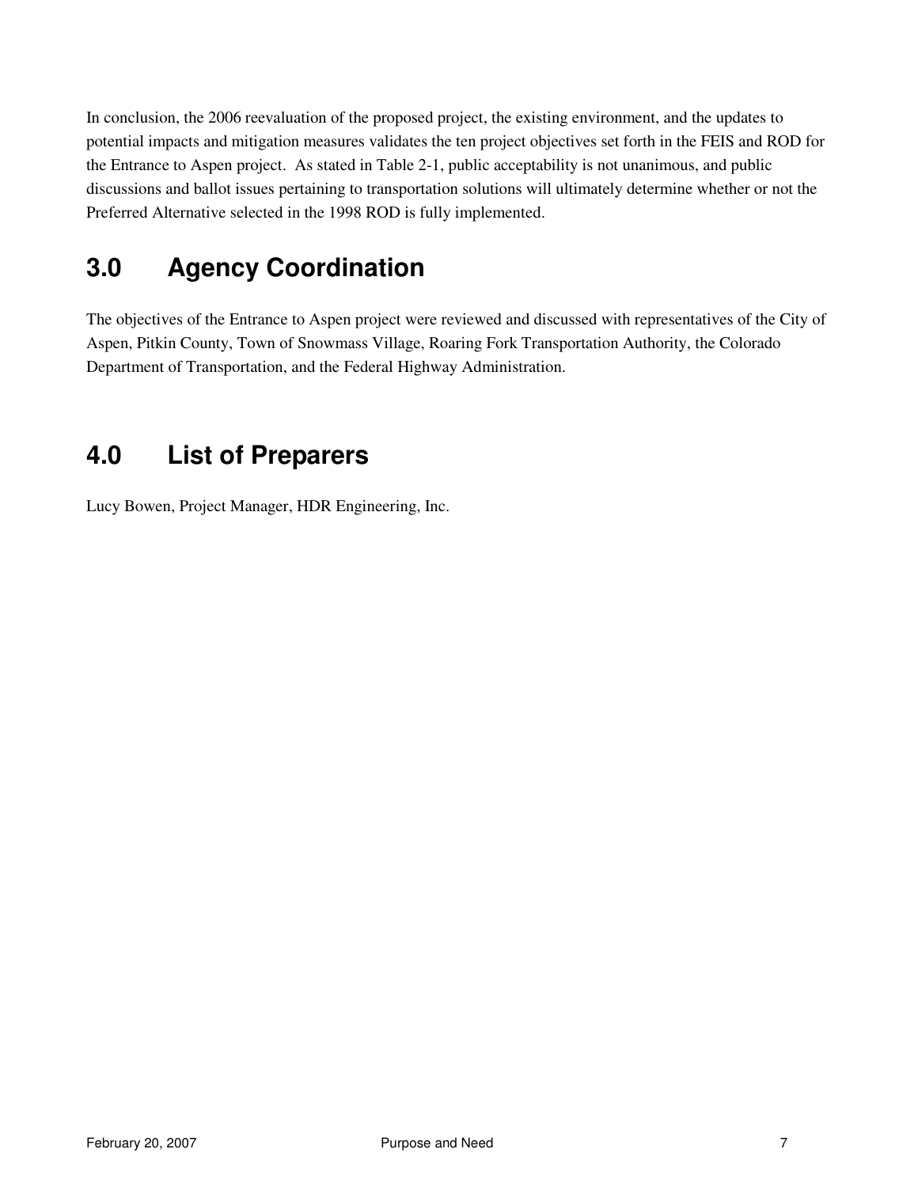In conclusion, the 2006 reevaluation of the proposed project, the existing environment, and the updates to potential impacts and mitigation measures validates the ten project objectives set forth in the FEIS and ROD for the Entrance to Aspen project. As stated in Table 2-1, public acceptability is not unanimous, and public discussions and ballot issues pertaining to transportation solutions will ultimately determine whether or not the Preferred Alternative selected in the 1998 ROD is fully implemented.

# 3.0 Agency Coordination

The objectives of the Entrance to Aspen project were reviewed and discussed with representatives of the City of Aspen, Pitkin County, Town of Snowmass Village, Roaring Fork Transportation Authority, the Colorado Department of Transportation, and the Federal Highway Administration.

# 4.0 List of Preparers

Lucy Bowen, Project Manager, HDR Engineering, Inc.